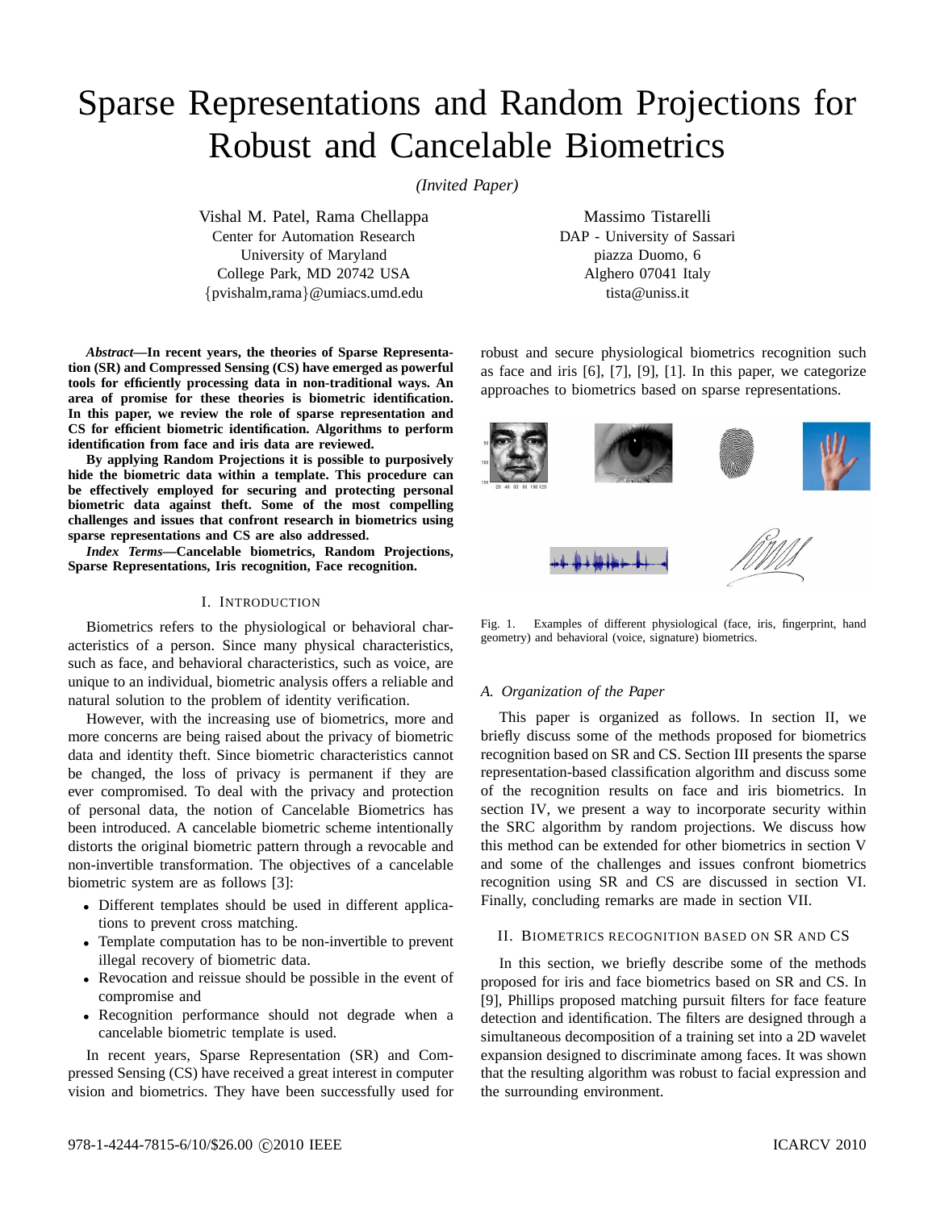# Sparse Representations and Random Projections for Robust and Cancelable Biometrics

*(Invited Paper)*

Vishal M. Patel, Rama Chellappa
Center for Automation Research
University of Maryland
College Park, MD 20742 USA
{pvishalm,rama}@umiacs.umd.edu

Massimo Tistarelli
DAP - University of Sassari
piazza Duomo, 6
Alghero 07041 Italy
tista@uniss.it

***Abstract*—In recent years, the theories of Sparse Representation (SR) and Compressed Sensing (CS) have emerged as powerful tools for efficiently processing data in non-traditional ways. An area of promise for these theories is biometric identification. In this paper, we review the role of sparse representation and CS for efficient biometric identification. Algorithms to perform identification from face and iris data are reviewed.**

**By applying Random Projections it is possible to purposively hide the biometric data within a template. This procedure can be effectively employed for securing and protecting personal biometric data against theft. Some of the most compelling challenges and issues that confront research in biometrics using sparse representations and CS are also addressed.**

***Index Terms*—Cancelable biometrics, Random Projections, Sparse Representations, Iris recognition, Face recognition.**

## I. Introduction

Biometrics refers to the physiological or behavioral characteristics of a person. Since many physical characteristics, such as face, and behavioral characteristics, such as voice, are unique to an individual, biometric analysis offers a reliable and natural solution to the problem of identity verification.

However, with the increasing use of biometrics, more and more concerns are being raised about the privacy of biometric data and identity theft. Since biometric characteristics cannot be changed, the loss of privacy is permanent if they are ever compromised. To deal with the privacy and protection of personal data, the notion of Cancelable Biometrics has been introduced. A cancelable biometric scheme intentionally distorts the original biometric pattern through a revocable and non-invertible transformation. The objectives of a cancelable biometric system are as follows [3]:

- Different templates should be used in different applications to prevent cross matching.
- Template computation has to be non-invertible to prevent illegal recovery of biometric data.
- Revocation and reissue should be possible in the event of compromise and
- Recognition performance should not degrade when a cancelable biometric template is used.

In recent years, Sparse Representation (SR) and Compressed Sensing (CS) have received a great interest in computer vision and biometrics. They have been successfully used for robust and secure physiological biometrics recognition such as face and iris [6], [7], [9], [1]. In this paper, we categorize approaches to biometrics based on sparse representations.

Fig. 1. Examples of different physiological (face, iris, fingerprint, hand geometry) and behavioral (voice, signature) biometrics.

### A. Organization of the Paper

This paper is organized as follows. In section II, we briefly discuss some of the methods proposed for biometrics recognition based on SR and CS. Section III presents the sparse representation-based classification algorithm and discuss some of the recognition results on face and iris biometrics. In section IV, we present a way to incorporate security within the SRC algorithm by random projections. We discuss how this method can be extended for other biometrics in section V and some of the challenges and issues confront biometrics recognition using SR and CS are discussed in section VI. Finally, concluding remarks are made in section VII.

## II. Biometrics Recognition Based on SR and CS

In this section, we briefly describe some of the methods proposed for iris and face biometrics based on SR and CS. In [9], Phillips proposed matching pursuit filters for face feature detection and identification. The filters are designed through a simultaneous decomposition of a training set into a 2D wavelet expansion designed to discriminate among faces. It was shown that the resulting algorithm was robust to facial expression and the surrounding environment.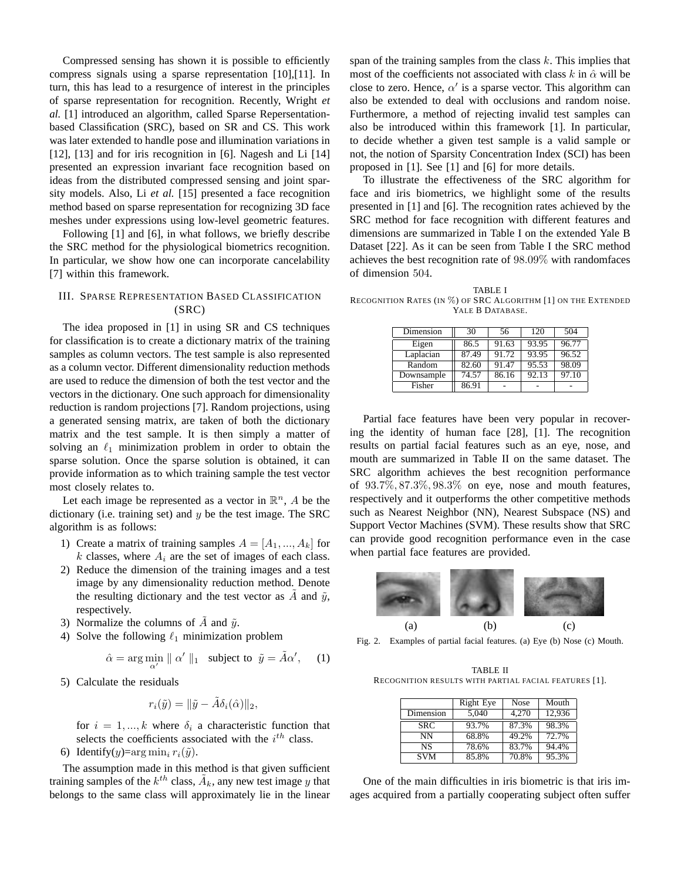Compressed sensing has shown it is possible to efficiently compress signals using a sparse representation [10],[11]. In turn, this has lead to a resurgence of interest in the principles of sparse representation for recognition. Recently, Wright *et al.* [1] introduced an algorithm, called Sparse Repersentation-based Classification (SRC), based on SR and CS. This work was later extended to handle pose and illumination variations in [12], [13] and for iris recognition in [6]. Nagesh and Li [14] presented an expression invariant face recognition based on ideas from the distributed compressed sensing and joint sparsity models. Also, Li *et al.* [15] presented a face recognition method based on sparse representation for recognizing 3D face meshes under expressions using low-level geometric features.

Following [1] and [6], in what follows, we briefly describe the SRC method for the physiological biometrics recognition. In particular, we show how one can incorporate cancelability [7] within this framework.

## III. Sparse Representation Based Classification (SRC)

The idea proposed in [1] in using SR and CS techniques for classification is to create a dictionary matrix of the training samples as column vectors. The test sample is also represented as a column vector. Different dimensionality reduction methods are used to reduce the dimension of both the test vector and the vectors in the dictionary. One such approach for dimensionality reduction is random projections [7]. Random projections, using a generated sensing matrix, are taken of both the dictionary matrix and the test sample. It is then simply a matter of solving an $\ell_1$ minimization problem in order to obtain the sparse solution. Once the sparse solution is obtained, it can provide information as to which training sample the test vector most closely relates to.

Let each image be represented as a vector in $\mathbb{R}^n$, $A$ be the dictionary (i.e. training set) and $y$ be the test image. The SRC algorithm is as follows:

1) Create a matrix of training samples $A = [A_1, ..., A_k]$ for $k$ classes, where $A_i$ are the set of images of each class.
2) Reduce the dimension of the training images and a test image by any dimensionality reduction method. Denote the resulting dictionary and the test vector as $\tilde{A}$ and $\tilde{y}$, respectively.
3) Normalize the columns of $\tilde{A}$ and $\tilde{y}$.
4) Solve the following $\ell_1$ minimization problem

$$\hat{\alpha} = \arg\min_{\alpha'} \parallel \alpha' \parallel_1 \quad \text{subject to} \quad \tilde{y} = \tilde{A}\alpha', \qquad (1)$$

5) Calculate the residuals

$$r_i(\tilde{y}) = \|\tilde{y} - \tilde{A}\delta_i(\hat{\alpha})\|_2,$$

for $i = 1, ..., k$ where $\delta_i$ a characteristic function that selects the coefficients associated with the $i^{th}$ class.
6) Identify($y$)=$\arg\min_i r_i(\tilde{y})$.

The assumption made in this method is that given sufficient training samples of the $k^{th}$ class, $\tilde{A}_k$, any new test image $y$ that belongs to the same class will approximately lie in the linear span of the training samples from the class $k$. This implies that most of the coefficients not associated with class $k$ in $\hat{\alpha}$ will be close to zero. Hence, $\alpha'$ is a sparse vector. This algorithm can also be extended to deal with occlusions and random noise. Furthermore, a method of rejecting invalid test samples can also be introduced within this framework [1]. In particular, to decide whether a given test sample is a valid sample or not, the notion of Sparsity Concentration Index (SCI) has been proposed in [1]. See [1] and [6] for more details.

To illustrate the effectiveness of the SRC algorithm for face and iris biometrics, we highlight some of the results presented in [1] and [6]. The recognition rates achieved by the SRC method for face recognition with different features and dimensions are summarized in Table I on the extended Yale B Dataset [22]. As it can be seen from Table I the SRC method achieves the best recognition rate of $98.09\%$ with randomfaces of dimension $504$.

TABLE I
Recognition Rates (in %) of SRC Algorithm [1] on the Extended Yale B Database.

| Dimension | 30 | 56 | 120 | 504 |
|---|---|---|---|---|
| Eigen | 86.5 | 91.63 | 93.95 | 96.77 |
| Laplacian | 87.49 | 91.72 | 93.95 | 96.52 |
| Random | 82.60 | 91.47 | 95.53 | 98.09 |
| Downsample | 74.57 | 86.16 | 92.13 | 97.10 |
| Fisher | 86.91 | - | - | - |

Partial face features have been very popular in recovering the identity of human face [28], [1]. The recognition results on partial facial features such as an eye, nose, and mouth are summarized in Table II on the same dataset. The SRC algorithm achieves the best recognition performance of $93.7\%, 87.3\%, 98.3\%$ on eye, nose and mouth features, respectively and it outperforms the other competitive methods such as Nearest Neighbor (NN), Nearest Subspace (NS) and Support Vector Machines (SVM). These results show that SRC can provide good recognition performance even in the case when partial face features are provided.

(a) (b) (c)

Fig. 2. Examples of partial facial features. (a) Eye (b) Nose (c) Mouth.

TABLE II
Recognition results with partial facial features [1].

| | Right Eye | Nose | Mouth |
|---|---|---|---|
| Dimension | 5,040 | 4,270 | 12,936 |
| SRC | 93.7% | 87.3% | 98.3% |
| NN | 68.8% | 49.2% | 72.7% |
| NS | 78.6% | 83.7% | 94.4% |
| SVM | 85.8% | 70.8% | 95.3% |

One of the main difficulties in iris biometric is that iris images acquired from a partially cooperating subject often suffer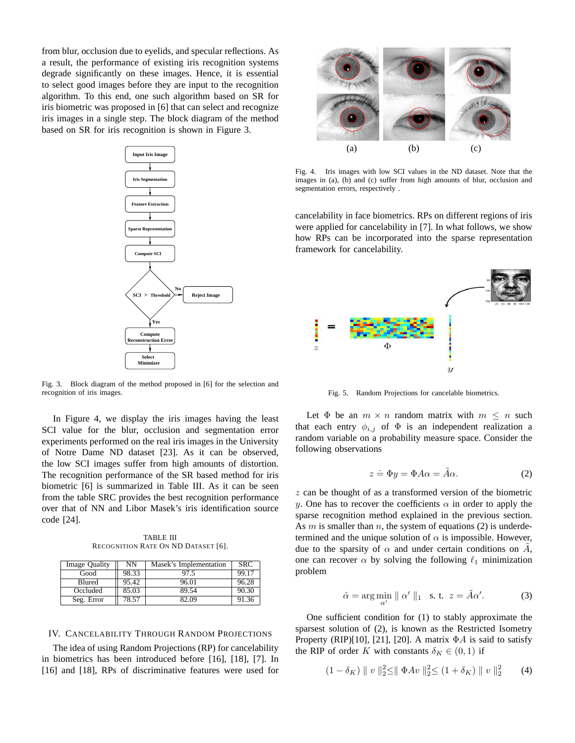from blur, occlusion due to eyelids, and specular reflections. As a result, the performance of existing iris recognition systems degrade significantly on these images. Hence, it is essential to select good images before they are input to the recognition algorithm. To this end, one such algorithm based on SR for iris biometric was proposed in [6] that can select and recognize iris images in a single step. The block diagram of the method based on SR for iris recognition is shown in Figure 3.

Fig. 3. Block diagram of the method proposed in [6] for the selection and recognition of iris images.

In Figure 4, we display the iris images having the least SCI value for the blur, occlusion and segmentation error experiments performed on the real iris images in the University of Notre Dame ND dataset [23]. As it can be observed, the low SCI images suffer from high amounts of distortion. The recognition performance of the SR based method for iris biometric [6] is summarized in Table III. As it can be seen from the table SRC provides the best recognition performance over that of NN and Libor Masek's iris identification source code [24].

TABLE III
RECOGNITION RATE ON ND DATASET [6].

| Image Quality | NN | Masek's Implementation | SRC |
|---|---|---|---|
| Good | 98.33 | 97.5 | 99.17 |
| Blured | 95.42 | 96.01 | 96.28 |
| Occluded | 85.03 | 89.54 | 90.30 |
| Seg. Error | 78.57 | 82.09 | 91.36 |

## IV. Cancelability Through Random Projections

The idea of using Random Projections (RP) for cancelability in biometrics has been introduced before [16], [18], [7]. In [16] and [18], RPs of discriminative features were used for cancelability in face biometrics. RPs on different regions of iris were applied for cancelability in [7]. In what follows, we show how RPs can be incorporated into the sparse representation framework for cancelability.

Fig. 4. Iris images with low SCI values in the ND dataset. Note that the images in (a), (b) and (c) suffer from high amounts of blur, occlusion and segmentation errors, respectively .

Fig. 5. Random Projections for cancelable biometrics.

Let $\Phi$ be an $m \times n$ random matrix with $m \leq n$ such that each entry $\phi_{i,j}$ of $\Phi$ is an independent realization a random variable on a probability measure space. Consider the following observations

$$z \doteq \Phi y = \Phi A \alpha = \tilde{A}\alpha. \tag{2}$$

$z$ can be thought of as a transformed version of the biometric $y$. One has to recover the coefficients $\alpha$ in order to apply the sparse recognition method explained in the previous section. As $m$ is smaller than $n$, the system of equations (2) is underdetermined and the unique solution of $\alpha$ is impossible. However, due to the sparsity of $\alpha$ and under certain conditions on $\tilde{A}$, one can recover $\alpha$ by solving the following $\ell_1$ minimization problem

$$\hat{\alpha} = \arg\min_{\alpha'} \parallel \alpha' \parallel_1 \quad \text{s. t.} \quad z = \tilde{A}\alpha'. \tag{3}$$

One sufficient condition for (1) to stably approximate the sparsest solution of (2), is known as the Restricted Isometry Property (RIP)[10], [21], [20]. A matrix $\Phi A$ is said to satisfy the RIP of order $K$ with constants $\delta_K \in (0, 1)$ if

$$(1 - \delta_K) \parallel v \parallel_2^2 \leq \parallel \Phi A v \parallel_2^2 \leq (1 + \delta_K) \parallel v \parallel_2^2 \tag{4}$$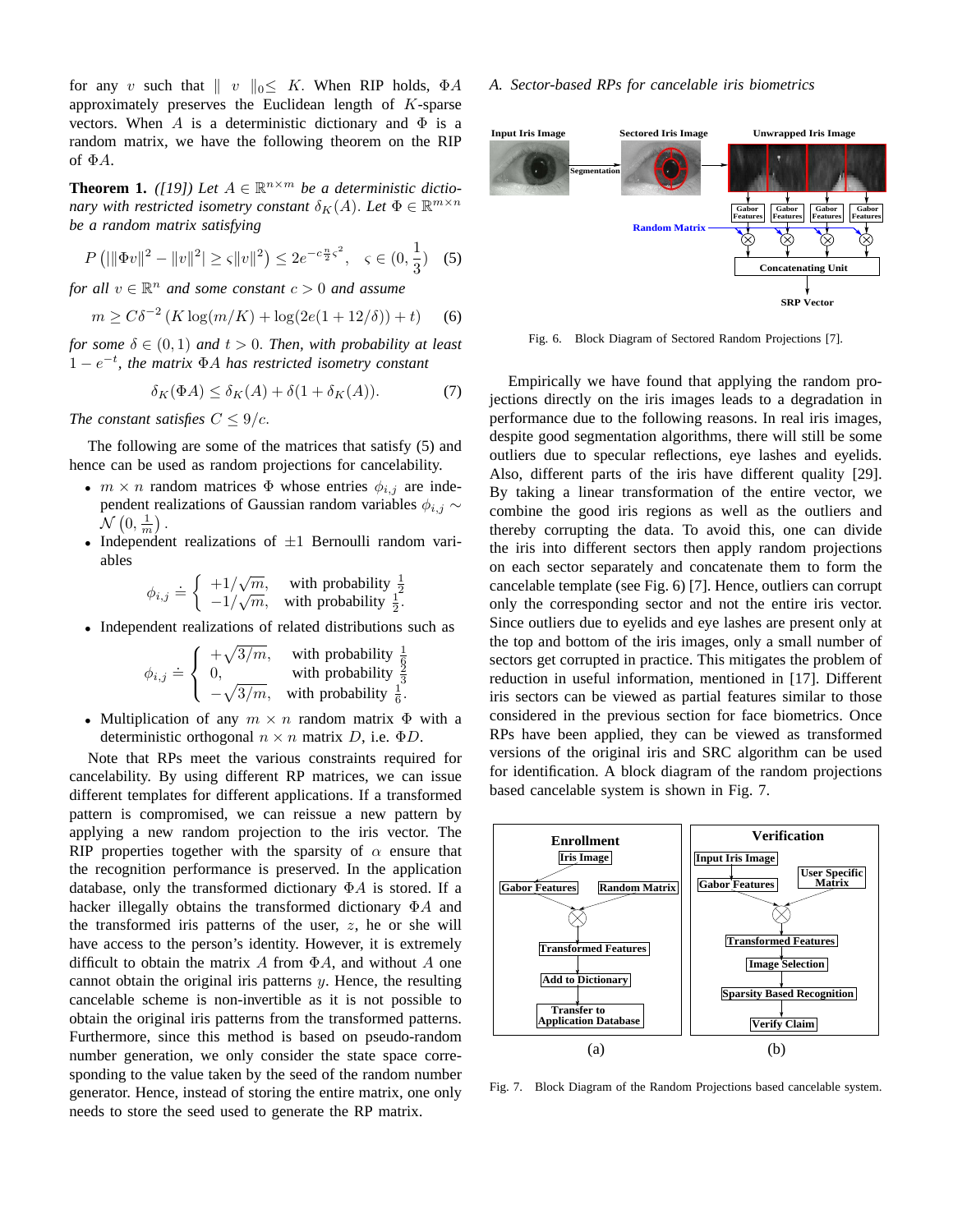for any $v$ such that $\| v \|_0 \leq K$. When RIP holds, $\Phi A$ approximately preserves the Euclidean length of $K$-sparse vectors. When $A$ is a deterministic dictionary and $\Phi$ is a random matrix, we have the following theorem on the RIP of $\Phi A$.

**Theorem 1.** *([19]) Let $A \in \mathbb{R}^{n\times m}$ be a deterministic dictionary with restricted isometry constant $\delta_K(A)$. Let $\Phi \in \mathbb{R}^{m\times n}$ be a random matrix satisfying*

$$P\left(|\|\Phi v\|^2 - \|v\|^2| \geq \varsigma\|v\|^2\right) \leq 2e^{-c\frac{n}{2}\varsigma^2}, \quad \varsigma \in (0, \frac{1}{3}) \qquad (5)$$

*for all $v \in \mathbb{R}^n$ and some constant $c > 0$ and assume*

$$m \geq C\delta^{-2}\left(K\log(m/K) + \log(2e(1 + 12/\delta)) + t\right) \qquad (6)$$

*for some $\delta \in (0, 1)$ and $t > 0$. Then, with probability at least $1 - e^{-t}$, the matrix $\Phi A$ has restricted isometry constant*

$$\delta_K(\Phi A) \leq \delta_K(A) + \delta(1 + \delta_K(A)). \qquad (7)$$

*The constant satisfies $C \leq 9/c$.*

The following are some of the matrices that satisfy (5) and hence can be used as random projections for cancelability.

- $m \times n$ random matrices $\Phi$ whose entries $\phi_{i,j}$ are independent realizations of Gaussian random variables $\phi_{i,j} \sim \mathcal{N}\left(0, \frac{1}{m}\right)$.
- Independent realizations of $\pm 1$ Bernoulli random variables
$$\phi_{i,j} \doteq \begin{cases} +1/\sqrt{m}, & \text{with probability } \frac{1}{2} \\ -1/\sqrt{m}, & \text{with probability } \frac{1}{2}. \end{cases}$$
- Independent realizations of related distributions such as
$$\phi_{i,j} \doteq \begin{cases} +\sqrt{3/m}, & \text{with probability } \frac{1}{6} \\ 0, & \text{with probability } \frac{2}{3} \\ -\sqrt{3/m}, & \text{with probability } \frac{1}{6}. \end{cases}$$
- Multiplication of any $m \times n$ random matrix $\Phi$ with a deterministic orthogonal $n \times n$ matrix $D$, i.e. $\Phi D$.

Note that RPs meet the various constraints required for cancelability. By using different RP matrices, we can issue different templates for different applications. If a transformed pattern is compromised, we can reissue a new pattern by applying a new random projection to the iris vector. The RIP properties together with the sparsity of $\alpha$ ensure that the recognition performance is preserved. In the application database, only the transformed dictionary $\Phi A$ is stored. If a hacker illegally obtains the transformed dictionary $\Phi A$ and the transformed iris patterns of the user, $z$, he or she will have access to the person's identity. However, it is extremely difficult to obtain the matrix $A$ from $\Phi A$, and without $A$ one cannot obtain the original iris patterns $y$. Hence, the resulting cancelable scheme is non-invertible as it is not possible to obtain the original iris patterns from the transformed patterns. Furthermore, since this method is based on pseudo-random number generation, we only consider the state space corresponding to the value taken by the seed of the random number generator. Hence, instead of storing the entire matrix, one only needs to store the seed used to generate the RP matrix.

### A. Sector-based RPs for cancelable iris biometrics

Fig. 6. Block Diagram of Sectored Random Projections [7].

Empirically we have found that applying the random projections directly on the iris images leads to a degradation in performance due to the following reasons. In real iris images, despite good segmentation algorithms, there will still be some outliers due to specular reflections, eye lashes and eyelids. Also, different parts of the iris have different quality [29]. By taking a linear transformation of the entire vector, we combine the good iris regions as well as the outliers and thereby corrupting the data. To avoid this, one can divide the iris into different sectors then apply random projections on each sector separately and concatenate them to form the cancelable template (see Fig. 6) [7]. Hence, outliers can corrupt only the corresponding sector and not the entire iris vector. Since outliers due to eyelids and eye lashes are present only at the top and bottom of the iris images, only a small number of sectors get corrupted in practice. This mitigates the problem of reduction in useful information, mentioned in [17]. Different iris sectors can be viewed as partial features similar to those considered in the previous section for face biometrics. Once RPs have been applied, they can be viewed as transformed versions of the original iris and SRC algorithm can be used for identification. A block diagram of the random projections based cancelable system is shown in Fig. 7.

Fig. 7. Block Diagram of the Random Projections based cancelable system.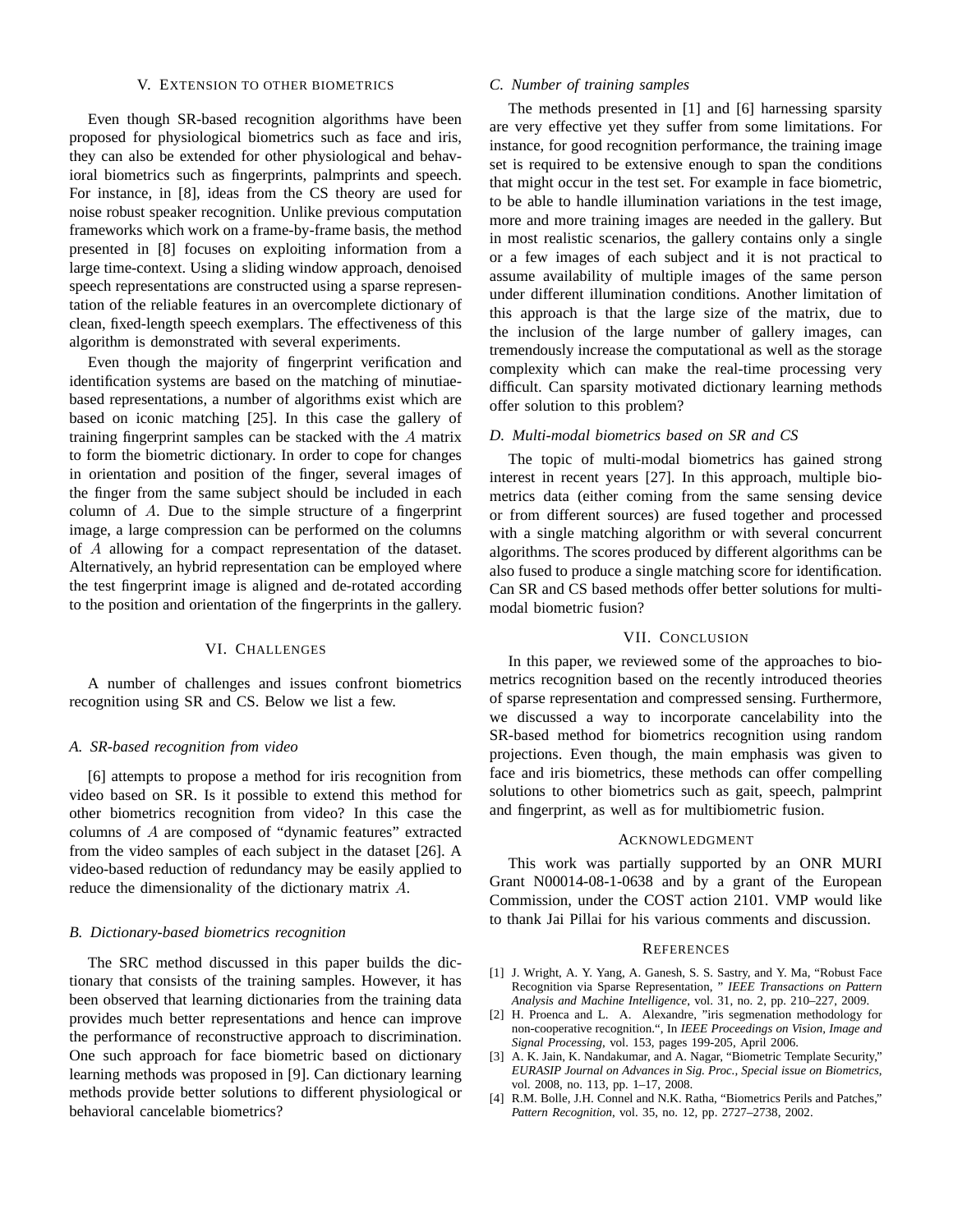## V. Extension to other biometrics

Even though SR-based recognition algorithms have been proposed for physiological biometrics such as face and iris, they can also be extended for other physiological and behavioral biometrics such as fingerprints, palmprints and speech. For instance, in [8], ideas from the CS theory are used for noise robust speaker recognition. Unlike previous computation frameworks which work on a frame-by-frame basis, the method presented in [8] focuses on exploiting information from a large time-context. Using a sliding window approach, denoised speech representations are constructed using a sparse representation of the reliable features in an overcomplete dictionary of clean, fixed-length speech exemplars. The effectiveness of this algorithm is demonstrated with several experiments.

Even though the majority of fingerprint verification and identification systems are based on the matching of minutiae-based representations, a number of algorithms exist which are based on iconic matching [25]. In this case the gallery of training fingerprint samples can be stacked with the $A$ matrix to form the biometric dictionary. In order to cope for changes in orientation and position of the finger, several images of the finger from the same subject should be included in each column of $A$. Due to the simple structure of a fingerprint image, a large compression can be performed on the columns of $A$ allowing for a compact representation of the dataset. Alternatively, an hybrid representation can be employed where the test fingerprint image is aligned and de-rotated according to the position and orientation of the fingerprints in the gallery.

## VI. Challenges

A number of challenges and issues confront biometrics recognition using SR and CS. Below we list a few.

### *A. SR-based recognition from video*

[6] attempts to propose a method for iris recognition from video based on SR. Is it possible to extend this method for other biometrics recognition from video? In this case the columns of $A$ are composed of "dynamic features" extracted from the video samples of each subject in the dataset [26]. A video-based reduction of redundancy may be easily applied to reduce the dimensionality of the dictionary matrix $A$.

### *B. Dictionary-based biometrics recognition*

The SRC method discussed in this paper builds the dictionary that consists of the training samples. However, it has been observed that learning dictionaries from the training data provides much better representations and hence can improve the performance of reconstructive approach to discrimination. One such approach for face biometric based on dictionary learning methods was proposed in [9]. Can dictionary learning methods provide better solutions to different physiological or behavioral cancelable biometrics?

### *C. Number of training samples*

The methods presented in [1] and [6] harnessing sparsity are very effective yet they suffer from some limitations. For instance, for good recognition performance, the training image set is required to be extensive enough to span the conditions that might occur in the test set. For example in face biometric, to be able to handle illumination variations in the test image, more and more training images are needed in the gallery. But in most realistic scenarios, the gallery contains only a single or a few images of each subject and it is not practical to assume availability of multiple images of the same person under different illumination conditions. Another limitation of this approach is that the large size of the matrix, due to the inclusion of the large number of gallery images, can tremendously increase the computational as well as the storage complexity which can make the real-time processing very difficult. Can sparsity motivated dictionary learning methods offer solution to this problem?

### *D. Multi-modal biometrics based on SR and CS*

The topic of multi-modal biometrics has gained strong interest in recent years [27]. In this approach, multiple biometrics data (either coming from the same sensing device or from different sources) are fused together and processed with a single matching algorithm or with several concurrent algorithms. The scores produced by different algorithms can be also fused to produce a single matching score for identification. Can SR and CS based methods offer better solutions for multi-modal biometric fusion?

## VII. Conclusion

In this paper, we reviewed some of the approaches to biometrics recognition based on the recently introduced theories of sparse representation and compressed sensing. Furthermore, we discussed a way to incorporate cancelability into the SR-based method for biometrics recognition using random projections. Even though, the main emphasis was given to face and iris biometrics, these methods can offer compelling solutions to other biometrics such as gait, speech, palmprint and fingerprint, as well as for multibiometric fusion.

## Acknowledgment

This work was partially supported by an ONR MURI Grant N00014-08-1-0638 and by a grant of the European Commission, under the COST action 2101. VMP would like to thank Jai Pillai for his various comments and discussion.

## References

[1] J. Wright, A. Y. Yang, A. Ganesh, S. S. Sastry, and Y. Ma, "Robust Face Recognition via Sparse Representation, " *IEEE Transactions on Pattern Analysis and Machine Intelligence*, vol. 31, no. 2, pp. 210–227, 2009.

[2] H. Proenca and L. A. Alexandre, "iris segmenation methodology for non-cooperative recognition.", In *IEEE Proceedings on Vision, Image and Signal Processing*, vol. 153, pages 199-205, April 2006.

[3] A. K. Jain, K. Nandakumar, and A. Nagar, "Biometric Template Security," *EURASIP Journal on Advances in Sig. Proc., Special issue on Biometrics*, vol. 2008, no. 113, pp. 1–17, 2008.

[4] R.M. Bolle, J.H. Connel and N.K. Ratha, "Biometrics Perils and Patches," *Pattern Recognition*, vol. 35, no. 12, pp. 2727–2738, 2002.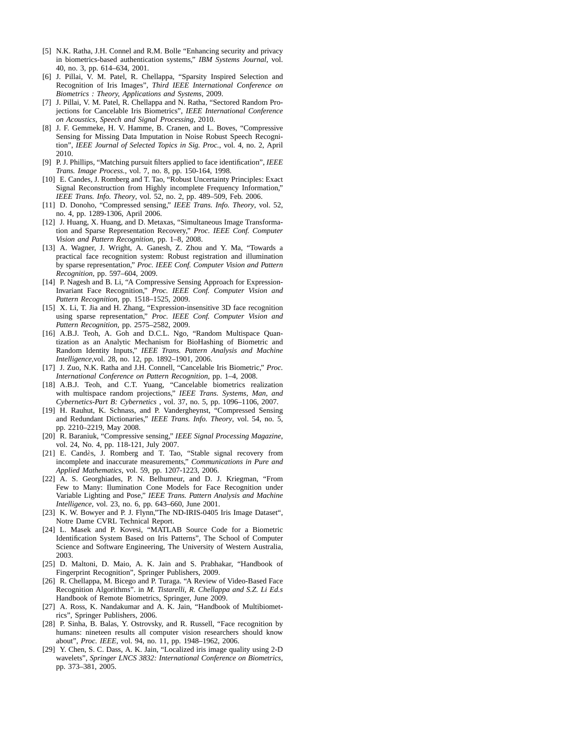[5] N.K. Ratha, J.H. Connel and R.M. Bolle "Enhancing security and privacy in biometrics-based authentication systems," *IBM Systems Journal*, vol. 40, no. 3, pp. 614–634, 2001.

[6] J. Pillai, V. M. Patel, R. Chellappa, "Sparsity Inspired Selection and Recognition of Iris Images", *Third IEEE International Conference on Biometrics : Theory, Applications and Systems*, 2009.

[7] J. Pillai, V. M. Patel, R. Chellappa and N. Ratha, "Sectored Random Projections for Cancelable Iris Biometrics", *IEEE International Conference on Acoustics, Speech and Signal Processing*, 2010.

[8] J. F. Gemmeke, H. V. Hamme, B. Cranen, and L. Boves, "Compressive Sensing for Missing Data Imputation in Noise Robust Speech Recognition", *IEEE Journal of Selected Topics in Sig. Proc.*, vol. 4, no. 2, April 2010.

[9] P. J. Phillips, "Matching pursuit filters applied to face identification", *IEEE Trans. Image Process.*, vol. 7, no. 8, pp. 150-164, 1998.

[10] E. Candes, J. Romberg and T. Tao, "Robust Uncertainty Principles: Exact Signal Reconstruction from Highly incomplete Frequency Information," *IEEE Trans. Info. Theory*, vol. 52, no. 2, pp. 489–509, Feb. 2006.

[11] D. Donoho, "Compressed sensing," *IEEE Trans. Info. Theory*, vol. 52, no. 4, pp. 1289-1306, April 2006.

[12] J. Huang, X. Huang, and D. Metaxas, "Simultaneous Image Transformation and Sparse Representation Recovery," *Proc. IEEE Conf. Computer Vision and Pattern Recognition*, pp. 1–8, 2008.

[13] A. Wagner, J. Wright, A. Ganesh, Z. Zhou and Y. Ma, "Towards a practical face recognition system: Robust registration and illumination by sparse representation," *Proc. IEEE Conf. Computer Vision and Pattern Recognition*, pp. 597–604, 2009.

[14] P. Nagesh and B. Li, "A Compressive Sensing Approach for Expression-Invariant Face Recognition," *Proc. IEEE Conf. Computer Vision and Pattern Recognition*, pp. 1518–1525, 2009.

[15] X. Li, T. Jia and H. Zhang, "Expression-insensitive 3D face recognition using sparse representation," *Proc. IEEE Conf. Computer Vision and Pattern Recognition*, pp. 2575–2582, 2009.

[16] A.B.J. Teoh, A. Goh and D.C.L. Ngo, "Random Multispace Quantization as an Analytic Mechanism for BioHashing of Biometric and Random Identity Inputs," *IEEE Trans. Pattern Analysis and Machine Intelligence*,vol. 28, no. 12, pp. 1892–1901, 2006.

[17] J. Zuo, N.K. Ratha and J.H. Connell, "Cancelable Iris Biometric," *Proc. International Conference on Pattern Recognition*, pp. 1–4, 2008.

[18] A.B.J. Teoh, and C.T. Yuang, "Cancelable biometrics realization with multispace random projections," *IEEE Trans. Systems, Man, and Cybernetics-Part B: Cybernetics* , vol. 37, no. 5, pp. 1096–1106, 2007.

[19] H. Rauhut, K. Schnass, and P. Vandergheynst, "Compressed Sensing and Redundant Dictionaries," *IEEE Trans. Info. Theory*, vol. 54, no. 5, pp. 2210–2219, May 2008.

[20] R. Baraniuk, "Compressive sensing," *IEEE Signal Processing Magazine*, vol. 24, No. 4, pp. 118-121, July 2007.

[21] E. Candès, J. Romberg and T. Tao, "Stable signal recovery from incomplete and inaccurate measurements," *Communications in Pure and Applied Mathematics*, vol. 59, pp. 1207-1223, 2006.

[22] A. S. Georghiades, P. N. Belhumeur, and D. J. Kriegman, "From Few to Many: Ilumination Cone Models for Face Recognition under Variable Lighting and Pose," *IEEE Trans. Pattern Analysis and Machine Intelligence*, vol. 23, no. 6, pp. 643–660, June 2001.

[23] K. W. Bowyer and P. J. Flynn,"The ND-IRIS-0405 Iris Image Dataset", Notre Dame CVRL Technical Report.

[24] L. Masek and P. Kovesi, "MATLAB Source Code for a Biometric Identification System Based on Iris Patterns", The School of Computer Science and Software Engineering, The University of Western Australia, 2003.

[25] D. Maltoni, D. Maio, A. K. Jain and S. Prabhakar, "Handbook of Fingerprint Recognition", Springer Publishers, 2009.

[26] R. Chellappa, M. Bicego and P. Turaga. "A Review of Video-Based Face Recognition Algorithms". in *M. Tistarelli, R. Chellappa and S.Z. Li Ed.s* Handbook of Remote Biometrics, Springer, June 2009.

[27] A. Ross, K. Nandakumar and A. K. Jain, "Handbook of Multibiometrics", Springer Publishers, 2006.

[28] P. Sinha, B. Balas, Y. Ostrovsky, and R. Russell, "Face recognition by humans: nineteen results all computer vision researchers should know about", *Proc. IEEE*, vol. 94, no. 11, pp. 1948–1962, 2006.

[29] Y. Chen, S. C. Dass, A. K. Jain, "Localized iris image quality using 2-D wavelets", *Springer LNCS 3832: International Conference on Biometrics*, pp. 373–381, 2005.